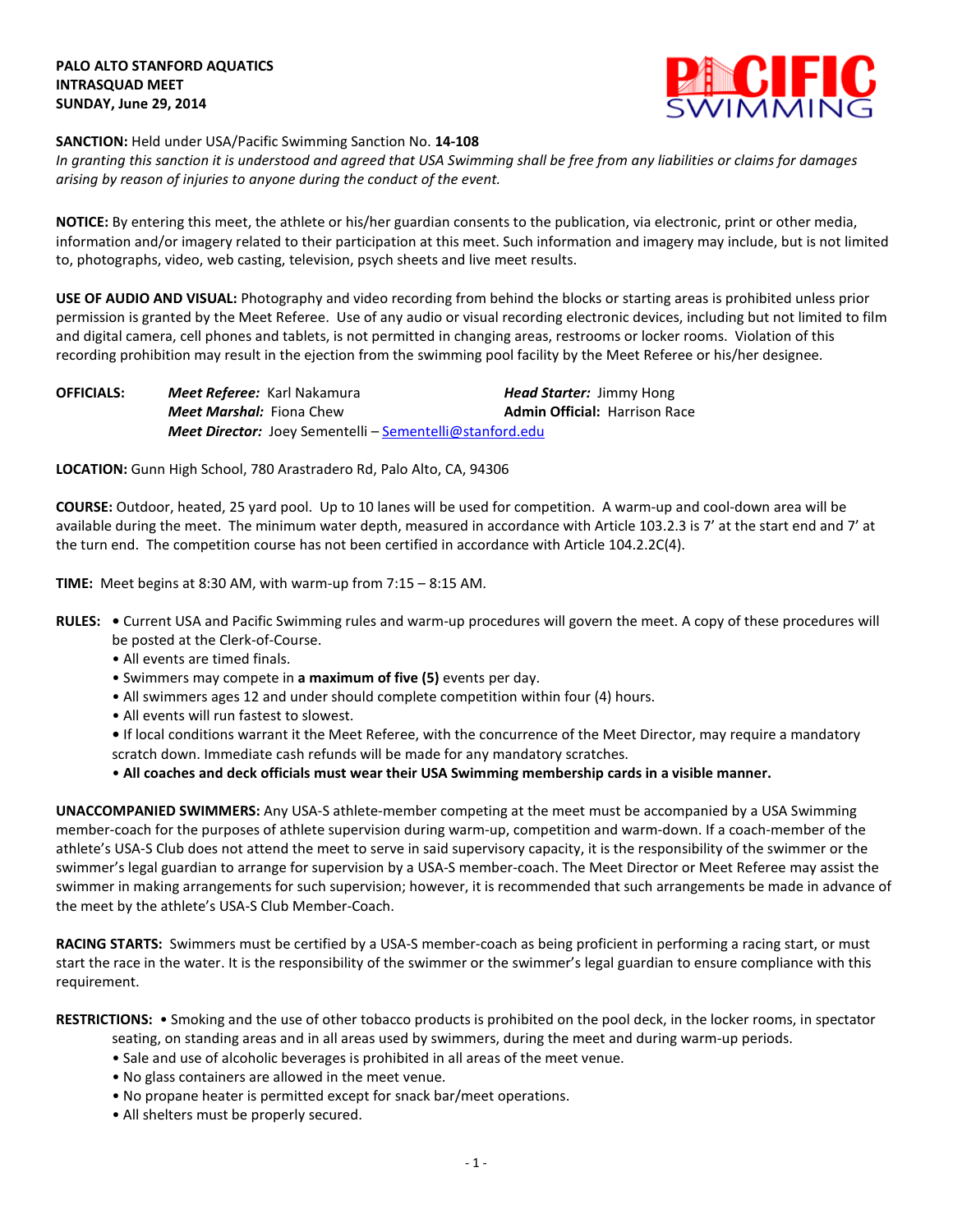**PALO ALTO STANFORD AQUATICS**
**INTRASQUAD MEET**
**SUNDAY, June 29, 2014**

**SANCTION:** Held under USA/Pacific Swimming Sanction No. **14-108**
*In granting this sanction it is understood and agreed that USA Swimming shall be free from any liabilities or claims for damages arising by reason of injuries to anyone during the conduct of the event.*

**NOTICE:** By entering this meet, the athlete or his/her guardian consents to the publication, via electronic, print or other media, information and/or imagery related to their participation at this meet. Such information and imagery may include, but is not limited to, photographs, video, web casting, television, psych sheets and live meet results.

**USE OF AUDIO AND VISUAL:** Photography and video recording from behind the blocks or starting areas is prohibited unless prior permission is granted by the Meet Referee. Use of any audio or visual recording electronic devices, including but not limited to film and digital camera, cell phones and tablets, is not permitted in changing areas, restrooms or locker rooms. Violation of this recording prohibition may result in the ejection from the swimming pool facility by the Meet Referee or his/her designee.

**OFFICIALS:**
***Meet Referee:*** Karl Nakamura
***Head Starter:*** Jimmy Hong
***Meet Marshal:*** Fiona Chew
**Admin Official:** Harrison Race
***Meet Director:*** Joey Sementelli – Sementelli@stanford.edu

**LOCATION:** Gunn High School, 780 Arastradero Rd, Palo Alto, CA, 94306

**COURSE:** Outdoor, heated, 25 yard pool. Up to 10 lanes will be used for competition. A warm-up and cool-down area will be available during the meet. The minimum water depth, measured in accordance with Article 103.2.3 is 7' at the start end and 7' at the turn end. The competition course has not been certified in accordance with Article 104.2.2C(4).

**TIME:** Meet begins at 8:30 AM, with warm-up from 7:15 – 8:15 AM.

**RULES:**
- Current USA and Pacific Swimming rules and warm-up procedures will govern the meet. A copy of these procedures will be posted at the Clerk-of-Course.
- All events are timed finals.
- Swimmers may compete in **a maximum of five (5)** events per day.
- All swimmers ages 12 and under should complete competition within four (4) hours.
- All events will run fastest to slowest.
- If local conditions warrant it the Meet Referee, with the concurrence of the Meet Director, may require a mandatory scratch down. Immediate cash refunds will be made for any mandatory scratches.
- **All coaches and deck officials must wear their USA Swimming membership cards in a visible manner.**

**UNACCOMPANIED SWIMMERS:** Any USA-S athlete-member competing at the meet must be accompanied by a USA Swimming member-coach for the purposes of athlete supervision during warm-up, competition and warm-down. If a coach-member of the athlete's USA-S Club does not attend the meet to serve in said supervisory capacity, it is the responsibility of the swimmer or the swimmer's legal guardian to arrange for supervision by a USA-S member-coach. The Meet Director or Meet Referee may assist the swimmer in making arrangements for such supervision; however, it is recommended that such arrangements be made in advance of the meet by the athlete's USA-S Club Member-Coach.

**RACING STARTS:** Swimmers must be certified by a USA-S member-coach as being proficient in performing a racing start, or must start the race in the water. It is the responsibility of the swimmer or the swimmer's legal guardian to ensure compliance with this requirement.

**RESTRICTIONS:**
- Smoking and the use of other tobacco products is prohibited on the pool deck, in the locker rooms, in spectator seating, on standing areas and in all areas used by swimmers, during the meet and during warm-up periods.
- Sale and use of alcoholic beverages is prohibited in all areas of the meet venue.
- No glass containers are allowed in the meet venue.
- No propane heater is permitted except for snack bar/meet operations.
- All shelters must be properly secured.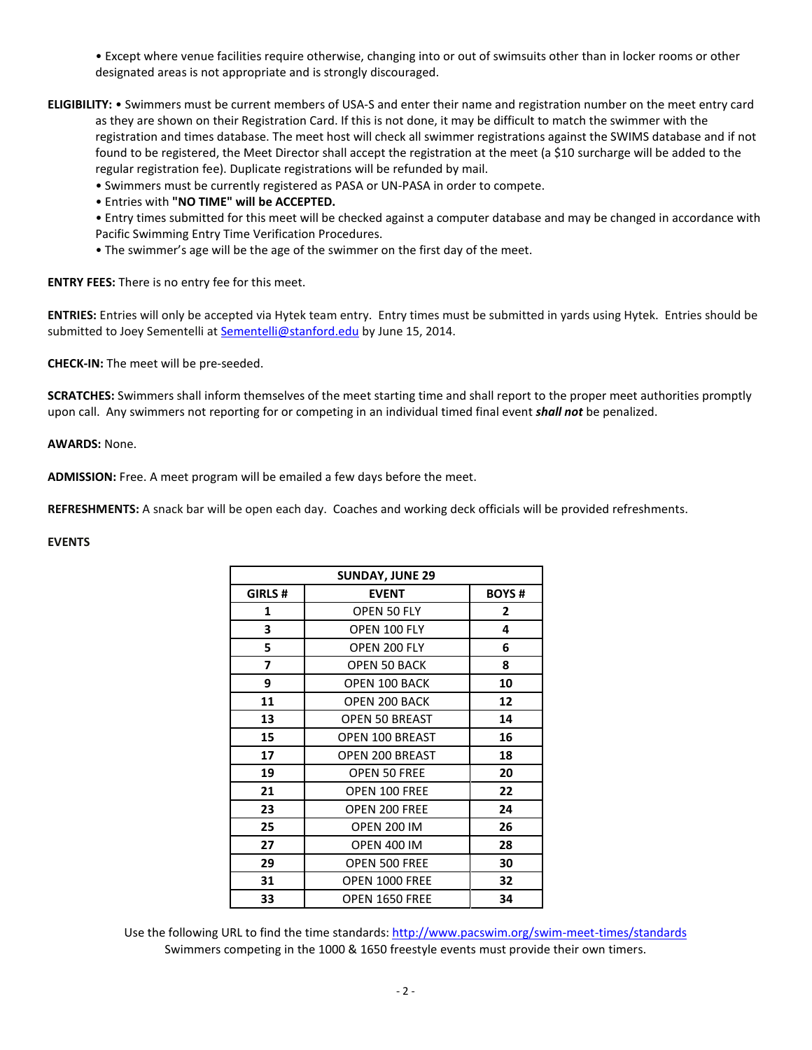• Except where venue facilities require otherwise, changing into or out of swimsuits other than in locker rooms or other designated areas is not appropriate and is strongly discouraged.

**ELIGIBILITY:** • Swimmers must be current members of USA-S and enter their name and registration number on the meet entry card as they are shown on their Registration Card. If this is not done, it may be difficult to match the swimmer with the registration and times database. The meet host will check all swimmer registrations against the SWIMS database and if not found to be registered, the Meet Director shall accept the registration at the meet (a $10 surcharge will be added to the regular registration fee). Duplicate registrations will be refunded by mail.

• Swimmers must be currently registered as PASA or UN-PASA in order to compete.

• Entries with **"NO TIME" will be ACCEPTED.**

• Entry times submitted for this meet will be checked against a computer database and may be changed in accordance with Pacific Swimming Entry Time Verification Procedures.

• The swimmer's age will be the age of the swimmer on the first day of the meet.

**ENTRY FEES:** There is no entry fee for this meet.

**ENTRIES:** Entries will only be accepted via Hytek team entry. Entry times must be submitted in yards using Hytek. Entries should be submitted to Joey Sementelli at Sementelli@stanford.edu by June 15, 2014.

**CHECK-IN:** The meet will be pre-seeded.

**SCRATCHES:** Swimmers shall inform themselves of the meet starting time and shall report to the proper meet authorities promptly upon call. Any swimmers not reporting for or competing in an individual timed final event ***shall not*** be penalized.

**AWARDS:** None.

**ADMISSION:** Free. A meet program will be emailed a few days before the meet.

**REFRESHMENTS:** A snack bar will be open each day. Coaches and working deck officials will be provided refreshments.

**EVENTS**

| SUNDAY, JUNE 29 | | |
|---|---|---|
| **GIRLS #** | **EVENT** | **BOYS #** |
| **1** | OPEN 50 FLY | **2** |
| **3** | OPEN 100 FLY | **4** |
| **5** | OPEN 200 FLY | **6** |
| **7** | OPEN 50 BACK | **8** |
| **9** | OPEN 100 BACK | **10** |
| **11** | OPEN 200 BACK | **12** |
| **13** | OPEN 50 BREAST | **14** |
| **15** | OPEN 100 BREAST | **16** |
| **17** | OPEN 200 BREAST | **18** |
| **19** | OPEN 50 FREE | **20** |
| **21** | OPEN 100 FREE | **22** |
| **23** | OPEN 200 FREE | **24** |
| **25** | OPEN 200 IM | **26** |
| **27** | OPEN 400 IM | **28** |
| **29** | OPEN 500 FREE | **30** |
| **31** | OPEN 1000 FREE | **32** |
| **33** | OPEN 1650 FREE | **34** |

Use the following URL to find the time standards: http://www.pacswim.org/swim-meet-times/standards
Swimmers competing in the 1000 & 1650 freestyle events must provide their own timers.